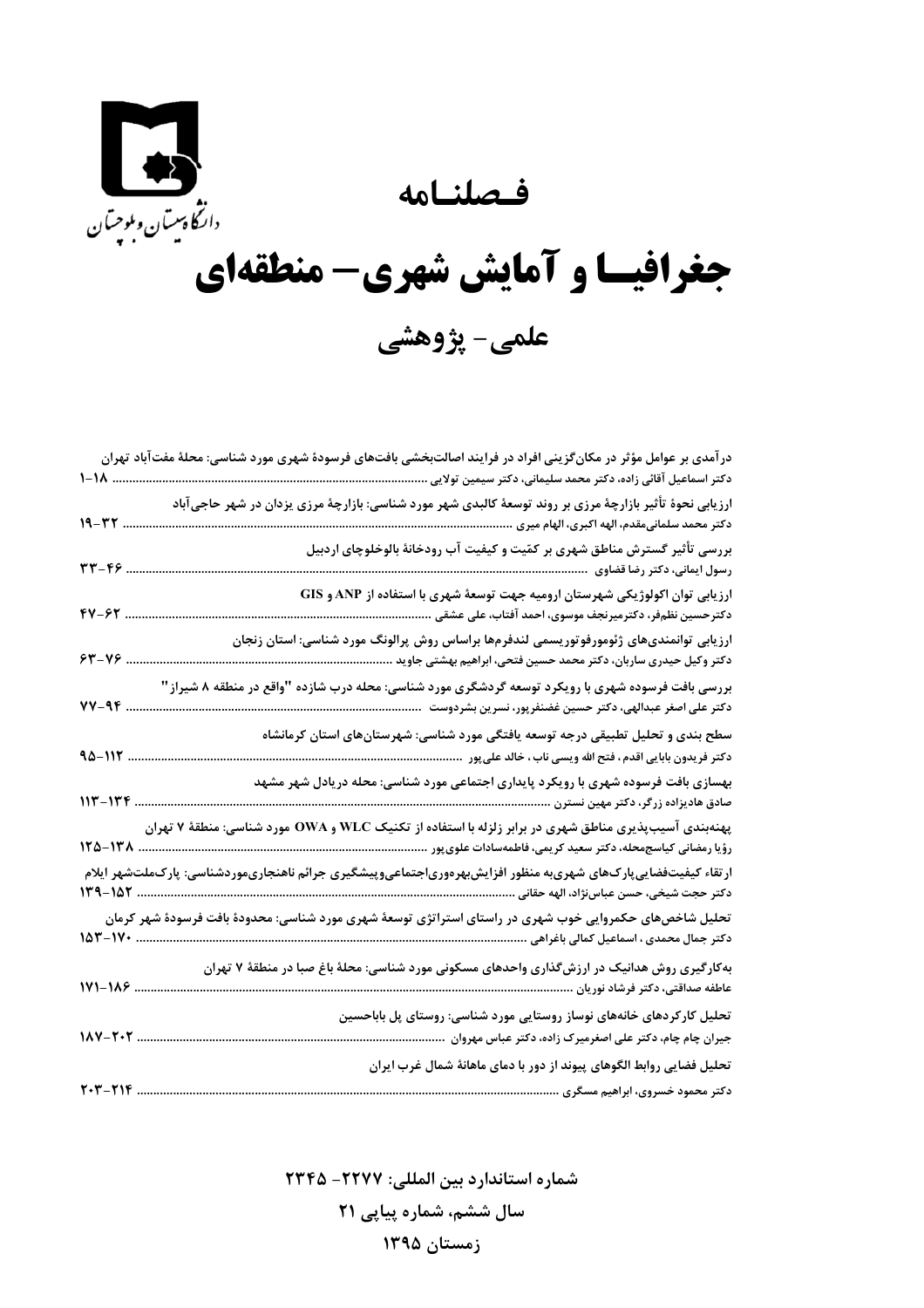دانشگاه سیستان و بلوچستان

# فصلنامه

# جغرافیا و آمایش شهری- منطقه‌ای

## علمی- پژوهشی

درآمدی بر عوامل مؤثر در مکان‌گزینی افراد در فرایند اصالت‌بخشی بافت‌های فرسودۀ شهری مورد شناسی: محلۀ مفت‌آباد تهران
دکتر اسماعیل آقائی زاده، دکتر محمد سلیمانی، دکتر سیمین تولایی ........................................ ۱-۱۸

ارزیابی نحوۀ تأثیر بازارچۀ مرزی بر روند توسعۀ کالبدی شهر مورد شناسی: بازارچۀ مرزی یزدان در شهر حاجی‌آباد
دکتر محمد سلمانی‌مقدم، الهه اکبری، الهام میری ........................................ ۱۹-۳۲

بررسی تأثیر گسترش مناطق شهری بر کمّیت و کیفیت آب رودخانۀ بالوخلوچای اردبیل
رسول ایمانی، دکتر رضا قضاوی ........................................ ۳۳-۴۶

ارزیابی توان اکولوژیکی شهرستان ارومیه جهت توسعۀ شهری با استفاده از ANP و GIS
دکترحسین نظم‌فر، دکترمیرنجف موسوی، احمد آفتاب، علی عشقی ........................................ ۴۷-۶۲

ارزیابی توانمندی‌های ژئومورفوتوریسمی لندفرم‌ها براساس روش پرالونگ مورد شناسی: استان زنجان
دکتر وکیل حیدری ساربان، دکتر محمد حسین فتحی، ابراهیم بهشتی جاوید ........................................ ۶۳-۷۶

بررسی بافت فرسوده شهری با رویکرد توسعه گردشگری مورد شناسی: محله درب شازده "واقع در منطقه ۸ شیراز"
دکتر علی اصغر عبدالهی، دکتر حسین غضنفرپور، نسرین بشردوست ........................................ ۷۷-۹۴

سطح بندی و تحلیل تطبیقی درجه توسعه یافتگی مورد شناسی: شهرستان‌های استان کرمانشاه
دکتر فریدون بابایی اقدم ، فتح الله ویسی ناب ، خالد علی‌پور ........................................ ۹۵-۱۱۲

بهسازی بافت فرسوده شهری با رویکرد پایداری اجتماعی مورد شناسی: محله دریادل شهر مشهد
صادق هادیزاده زرگر، دکتر مهین نسترن ........................................ ۱۱۳-۱۳۴

پهنه‌بندی آسیب‌پذیری مناطق شهری در برابر زلزله با استفاده از تکنیک WLC و OWA مورد شناسی: منطقۀ ۷ تهران
رؤیا رمضانی کیاسج‌محله، دکتر سعید کریمی، فاطمه‌سادات علوی‌پور ........................................ ۱۲۵-۱۳۸

ارتقاء کیفیت‌فضایی‌پارک‌های شهری‌به منظور افزایش‌بهره‌وری‌اجتماعی‌وپیشگیری جرائم ناهنجاری‌موردشناسی: پارک‌ملت‌شهر ایلام
دکتر حجت شیخی، حسن عباس‌نژاد، الهه حقانی ........................................ ۱۳۹-۱۵۲

تحلیل شاخص‌های حکمروایی خوب شهری در راستای استراتژی توسعۀ شهری مورد شناسی: محدودۀ بافت فرسودۀ شهر کرمان
دکتر جمال محمدی ، اسماعیل کمالی باغراهی ........................................ ۱۵۳-۱۷۰

به‌کارگیری روش هدانیک در ارزش‌گذاری واحدهای مسکونی مورد شناسی: محلۀ باغ صبا در منطقۀ ۷ تهران
عاطفه صداقتی، دکتر فرشاد نوریان ........................................ ۱۷۱-۱۸۶

تحلیل کارکردهای خانه‌های نوساز روستایی مورد شناسی: روستای پل باباحسین
جیران چام چام، دکتر علی اصغرمیرک زاده، دکتر عباس مهروان ........................................ ۱۸۷-۲۰۲

تحلیل فضایی روابط الگوهای پیوند از دور با دمای ماهانۀ شمال غرب ایران
دکتر محمود خسروی، ابراهیم مسگری ........................................ ۲۰۳-۲۱۴

شماره استاندارد بین المللی: ۲۲۷۷- ۲۳۴۵

سال ششم، شماره پیاپی ۲۱

زمستان ۱۳۹۵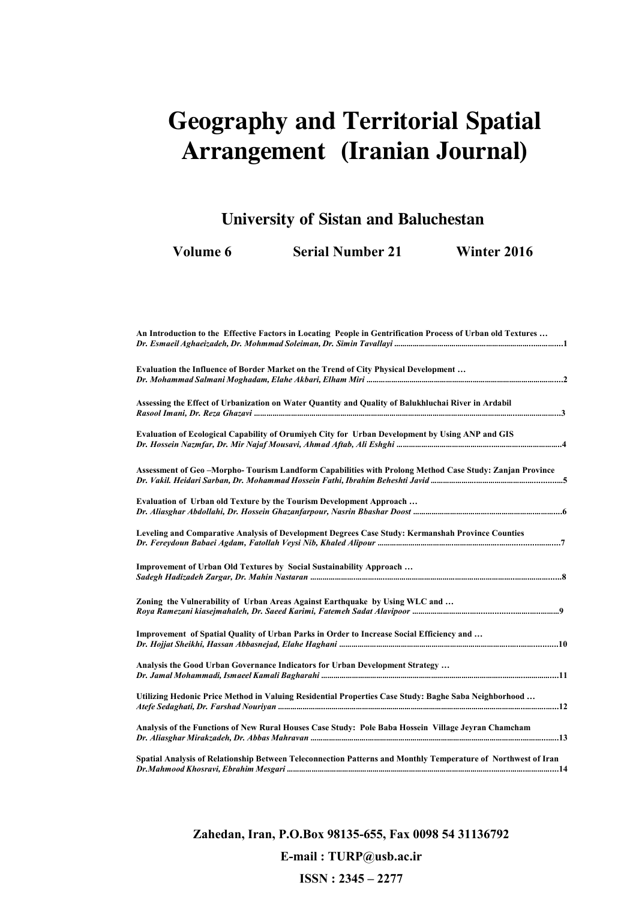# Geography and Territorial Spatial Arrangement (Iranian Journal)

## University of Sistan and Baluchestan

**Volume 6 Serial Number 21 Winter 2016**

**An Introduction to the Effective Factors in Locating People in Gentrification Process of Urban old Textures …**
***Dr. Esmaeil Aghaeizadeh, Dr. Mohmmad Soleiman, Dr. Simin Tavallayi* ........................................................................................1**

**Evaluation the Influence of Border Market on the Trend of City Physical Development …**
***Dr. Mohammad Salmani Moghadam, Elahe Akbari, Elham Miri* ........................................................................................2**

**Assessing the Effect of Urbanization on Water Quantity and Quality of Balukhluchai River in Ardabil**
***Rasool Imani, Dr. Reza Ghazavi* ........................................................................................3**

**Evaluation of Ecological Capability of Orumiyeh City for Urban Development by Using ANP and GIS**
***Dr. Hossein Nazmfar, Dr. Mir Najaf Mousavi, Ahmad Aftab, Ali Eshghi* ........................................................................................4**

**Assessment of Geo –Morpho- Tourism Landform Capabilities with Prolong Method Case Study: Zanjan Province**
***Dr. Vakil. Heidari Sarban, Dr. Mohammad Hossein Fathi, Ibrahim Beheshti Javid* ........................................................................................5**

**Evaluation of Urban old Texture by the Tourism Development Approach …**
***Dr. Aliasghar Abdollahi, Dr. Hossein Ghazanfarpour, Nasrin Bbashar Doost* ........................................................................................6**

**Leveling and Comparative Analysis of Development Degrees Case Study: Kermanshah Province Counties**
***Dr. Fereydoun Babaei Agdam, Fatollah Veysi Nib, Khaled Alipour* ........................................................................................7**

**Improvement of Urban Old Textures by Social Sustainability Approach …**
***Sadegh Hadizadeh Zargar, Dr. Mahin Nastaran* ........................................................................................8**

**Zoning the Vulnerability of Urban Areas Against Earthquake by Using WLC and …**
***Roya Ramezani kiasejmahaleh, Dr. Saeed Karimi, Fatemeh Sadat Alavipoor* ........................................................................................9**

**Improvement of Spatial Quality of Urban Parks in Order to Increase Social Efficiency and …**
***Dr. Hojjat Sheikhi, Hassan Abbasnejad, Elahe Haghani* ........................................................................................10**

**Analysis the Good Urban Governance Indicators for Urban Development Strategy …**
***Dr. Jamal Mohammadi, Ismaeel Kamali Bagharahi* ........................................................................................11**

**Utilizing Hedonic Price Method in Valuing Residential Properties Case Study: Baghe Saba Neighborhood …**
***Atefe Sedaghati, Dr. Farshad Nouriyan* ........................................................................................12**

**Analysis of the Functions of New Rural Houses Case Study: Pole Baba Hossein Village Jeyran Chamcham**
***Dr. Aliasghar Mirakzadeh, Dr. Abbas Mahravan* ........................................................................................13**

**Spatial Analysis of Relationship Between Teleconnection Patterns and Monthly Temperature of Northwest of Iran**
***Dr.Mahmood Khosravi, Ebrahim Mesgari* ........................................................................................14**

**Zahedan, Iran, P.O.Box 98135-655, Fax 0098 54 31136792**

**E-mail : TURP@usb.ac.ir**

**ISSN : 2345 – 2277**